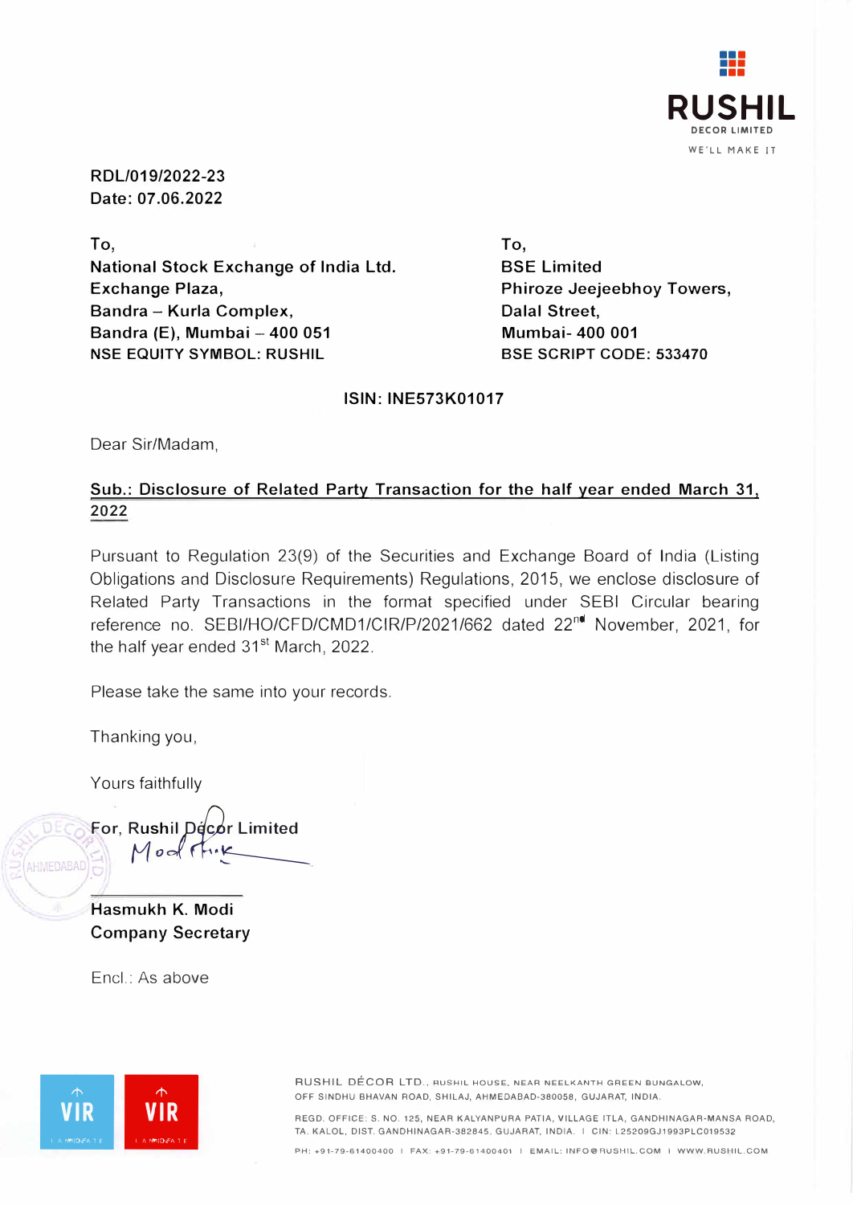**RUSHIL**
DECOR LIMITED
WE'LL MAKE IT

RDL/019/2022-23
Date: 07.06.2022

To,
National Stock Exchange of India Ltd.
Exchange Plaza,
Bandra – Kurla Complex,
Bandra (E), Mumbai – 400 051
NSE EQUITY SYMBOL: RUSHIL

To,
BSE Limited
Phiroze Jeejeebhoy Towers,
Dalal Street,
Mumbai- 400 001
BSE SCRIPT CODE: 533470

**ISIN: INE573K01017**

Dear Sir/Madam,

**Sub.: Disclosure of Related Party Transaction for the half year ended March 31, 2022**

Pursuant to Regulation 23(9) of the Securities and Exchange Board of India (Listing Obligations and Disclosure Requirements) Regulations, 2015, we enclose disclosure of Related Party Transactions in the format specified under SEBI Circular bearing reference no. SEBI/HO/CFD/CMD1/CIR/P/2021/662 dated 22nd November, 2021, for the half year ended 31st March, 2022.

Please take the same into your records.

Thanking you,

Yours faithfully

For, Rushil Décor Limited

Hasmukh K. Modi
Company Secretary

Encl.: As above

RUSHIL DÉCOR LTD., RUSHIL HOUSE, NEAR NEELKANTH GREEN BUNGALOW, OFF SINDHU BHAVAN ROAD, SHILAJ, AHMEDABAD-380058, GUJARAT, INDIA.

REGD. OFFICE: S. NO. 125, NEAR KALYANPURA PATIA, VILLAGE ITLA, GANDHINAGAR-MANSA ROAD, TA. KALOL, DIST. GANDHINAGAR-382845, GUJARAT, INDIA. | CIN: L25209GJ1993PLC019532

PH: +91-79-61400400 | FAX: +91-79-61400401 | EMAIL: INFO@RUSHIL.COM | WWW.RUSHIL.COM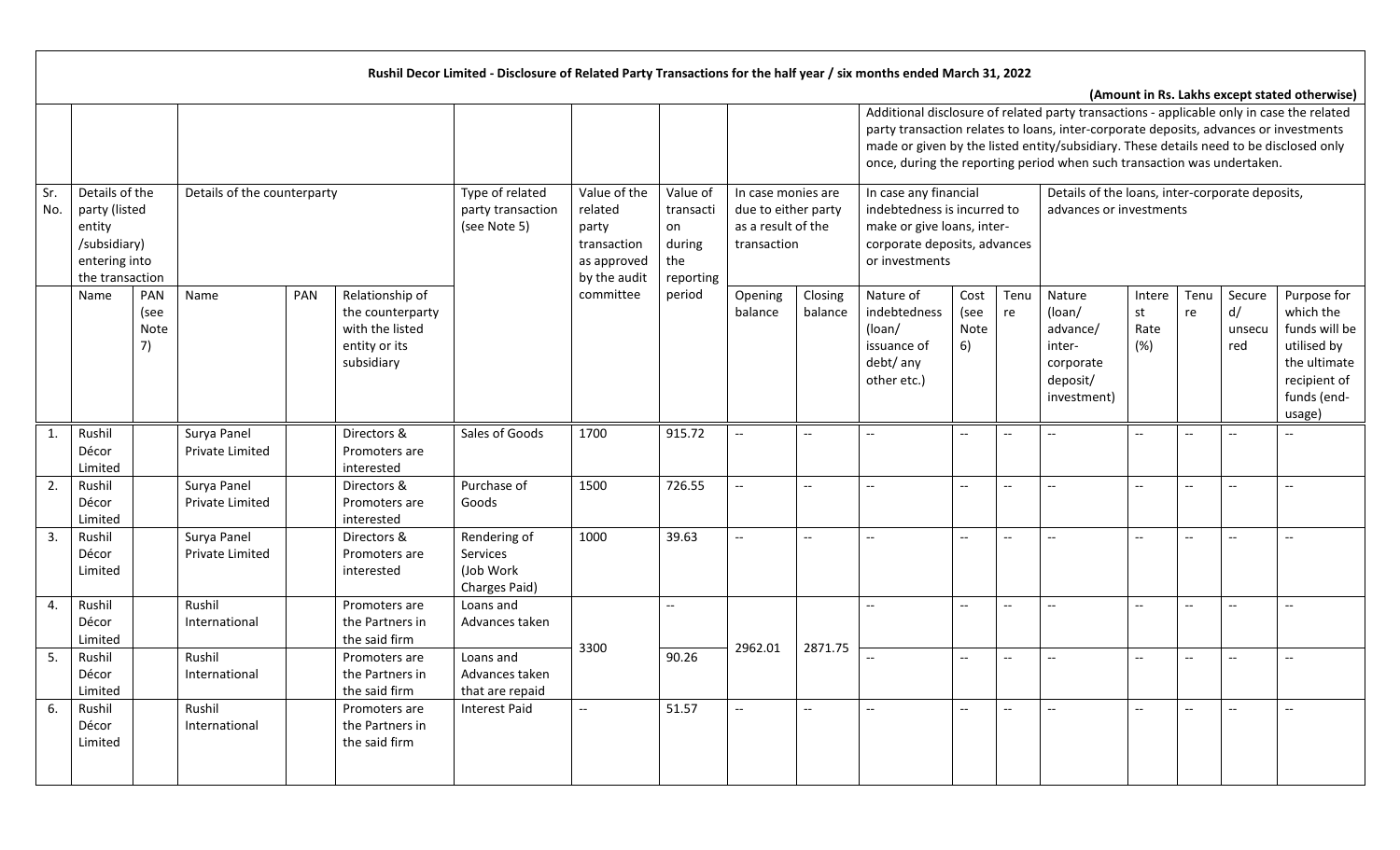**Rushil Decor Limited - Disclosure of Related Party Transactions for the half year / six months ended March 31, 2022**

**(Amount in Rs. Lakhs except stated otherwise)**

| Sr. No. | Details of the party (listed entity /subsidiary) entering into the transaction | | Details of the counterparty | | | Type of related party transaction (see Note 5) | Value of the related party transaction as approved by the audit committee | Value of transaction during the reporting period | In case monies are due to either party as a result of the transaction | | Additional disclosure of related party transactions - applicable only in case the related party transaction relates to loans, inter-corporate deposits, advances or investments made or given by the listed entity/subsidiary. These details need to be disclosed only once, during the reporting period when such transaction was undertaken. In case any financial indebtedness is incurred to make or give loans, inter-corporate deposits, advances or investments | | | Details of the loans, inter-corporate deposits, advances or investments | | | | |
|---|---|---|---|---|---|---|---|---|---|---|---|---|---|---|---|---|---|---|
| | Name | PAN (see Note 7) | Name | PAN | Relationship of the counterparty with the listed entity or its subsidiary | | | | Opening balance | Closing balance | Nature of indebtedness (loan/ issuance of debt/ any other etc.) | Cost (see Note 6) | Tenure | Nature (loan/ advance/ inter-corporate deposit/ investment) | Interest Rate (%) | Tenure | Secured/ unsecured | Purpose for which the funds will be utilised by the ultimate recipient of funds (end-usage) |
| 1. | Rushil Décor Limited | | Surya Panel Private Limited | | Directors & Promoters are interested | Sales of Goods | 1700 | 915.72 | -- | -- | -- | -- | -- | -- | -- | -- | -- | -- |
| 2. | Rushil Décor Limited | | Surya Panel Private Limited | | Directors & Promoters are interested | Purchase of Goods | 1500 | 726.55 | -- | -- | -- | -- | -- | -- | -- | -- | -- | -- |
| 3. | Rushil Décor Limited | | Surya Panel Private Limited | | Directors & Promoters are interested | Rendering of Services (Job Work Charges Paid) | 1000 | 39.63 | -- | -- | -- | -- | -- | -- | -- | -- | -- | -- |
| 4. | Rushil Décor Limited | | Rushil International | | Promoters are the Partners in the said firm | Loans and Advances taken | 3300 | -- | 2962.01 | 2871.75 | -- | -- | -- | -- | -- | -- | -- | -- |
| 5. | Rushil Décor Limited | | Rushil International | | Promoters are the Partners in the said firm | Loans and Advances taken that are repaid | | 90.26 | | | -- | -- | -- | -- | -- | -- | -- | -- |
| 6. | Rushil Décor Limited | | Rushil International | | Promoters are the Partners in the said firm | Interest Paid | -- | 51.57 | -- | -- | -- | -- | -- | -- | -- | -- | -- | -- |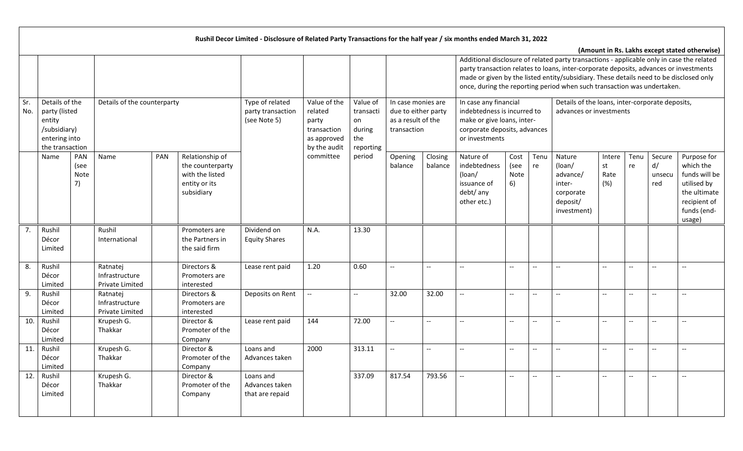**Rushil Decor Limited - Disclosure of Related Party Transactions for the half year / six months ended March 31, 2022**

**(Amount in Rs. Lakhs except stated otherwise)**

| Sr. No. | Details of the party (listed entity /subsidiary) entering into the transaction | | Details of the counterparty | | | Type of related party transaction (see Note 5) | Value of the related party transaction as approved by the audit committee | Value of transaction during the reporting period | In case monies are due to either party as a result of the transaction | | Additional disclosure of related party transactions - applicable only in case the related party transaction relates to loans, inter-corporate deposits, advances or investments made or given by the listed entity/subsidiary. These details need to be disclosed only once, during the reporting period when such transaction was undertaken. | | | | | | | |
|---|---|---|---|---|---|---|---|---|---|---|---|---|---|---|---|---|---|---|
| | | | | | | | | | | | In case any financial indebtedness is incurred to make or give loans, inter-corporate deposits, advances or investments | | | Details of the loans, inter-corporate deposits, advances or investments | | | | |
| | Name | PAN (see Note 7) | Name | PAN | Relationship of the counterparty with the listed entity or its subsidiary | | | | Opening balance | Closing balance | Nature of indebtedness (loan/ issuance of debt/ any other etc.) | Cost (see Note 6) | Tenure | Nature (loan/ advance/ inter-corporate deposit/ investment) | Interest Rate (%) | Tenure | Secured/ unsecured | Purpose for which the funds will be utilised by the ultimate recipient of funds (end-usage) |
| 7. | Rushil Décor Limited | | Rushil International | | Promoters are the Partners in the said firm | Dividend on Equity Shares | N.A. | 13.30 | | | | | | | | | | |
| 8. | Rushil Décor Limited | | Ratnatej Infrastructure Private Limited | | Directors & Promoters are interested | Lease rent paid | 1.20 | 0.60 | -- | -- | -- | -- | -- | -- | -- | -- | -- | -- |
| 9. | Rushil Décor Limited | | Ratnatej Infrastructure Private Limited | | Directors & Promoters are interested | Deposits on Rent | -- | -- | 32.00 | 32.00 | -- | -- | -- | -- | -- | -- | -- | -- |
| 10. | Rushil Décor Limited | | Krupesh G. Thakkar | | Director & Promoter of the Company | Lease rent paid | 144 | 72.00 | -- | -- | -- | -- | -- | -- | -- | -- | -- | -- |
| 11. | Rushil Décor Limited | | Krupesh G. Thakkar | | Director & Promoter of the Company | Loans and Advances taken | 2000 | 313.11 | -- | -- | -- | -- | -- | -- | -- | -- | -- | -- |
| 12. | Rushil Décor Limited | | Krupesh G. Thakkar | | Director & Promoter of the Company | Loans and Advances taken that are repaid | | 337.09 | 817.54 | 793.56 | -- | -- | -- | -- | -- | -- | -- | -- |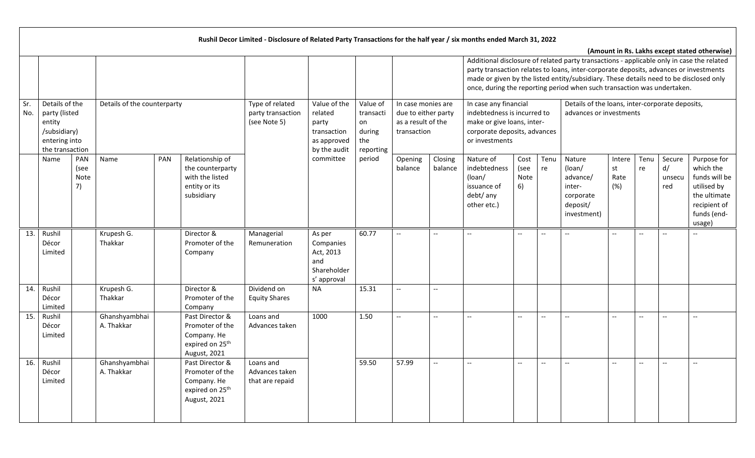**Rushil Decor Limited - Disclosure of Related Party Transactions for the half year / six months ended March 31, 2022**

**(Amount in Rs. Lakhs except stated otherwise)**

| Sr. No. | Details of the party (listed entity /subsidiary) entering into the transaction | | Details of the counterparty | | | Type of related party transaction (see Note 5) | Value of the related party transaction as approved by the audit committee | Value of transaction during the reporting period | In case monies are due to either party as a result of the transaction | | Additional disclosure of related party transactions - applicable only in case the related party transaction relates to loans, inter-corporate deposits, advances or investments made or given by the listed entity/subsidiary. These details need to be disclosed only once, during the reporting period when such transaction was undertaken. | | | | | | | |
|---|---|---|---|---|---|---|---|---|---|---|---|---|---|---|---|---|---|---|
| | | | | | | | | | | | In case any financial indebtedness is incurred to make or give loans, inter-corporate deposits, advances or investments | | | Details of the loans, inter-corporate deposits, advances or investments | | | | |
| | Name | PAN (see Note 7) | Name | PAN | Relationship of the counterparty with the listed entity or its subsidiary | | | | Opening balance | Closing balance | Nature of indebtedness (loan/ issuance of debt/ any other etc.) | Cost (see Note 6) | Tenure | Nature (loan/ advance/ inter-corporate deposit/ investment) | Interest Rate (%) | Tenure | Secured/ unsecured | Purpose for which the funds will be utilised by the ultimate recipient of funds (end-usage) |
| 13. | Rushil Décor Limited | | Krupesh G. Thakkar | | Director & Promoter of the Company | Managerial Remuneration | As per Companies Act, 2013 and Shareholders' approval | 60.77 | -- | -- | -- | -- | -- | -- | -- | -- | -- | -- |
| 14. | Rushil Décor Limited | | Krupesh G. Thakkar | | Director & Promoter of the Company | Dividend on Equity Shares | NA | 15.31 | -- | -- | | | | | | | | |
| 15. | Rushil Décor Limited | | Ghanshyambhai A. Thakkar | | Past Director & Promoter of the Company. He expired on 25th August, 2021 | Loans and Advances taken | 1000 | 1.50 | -- | -- | -- | -- | -- | -- | -- | -- | -- | -- |
| 16. | Rushil Décor Limited | | Ghanshyambhai A. Thakkar | | Past Director & Promoter of the Company. He expired on 25th August, 2021 | Loans and Advances taken that are repaid | | 59.50 | 57.99 | -- | -- | -- | -- | -- | -- | -- | -- | -- |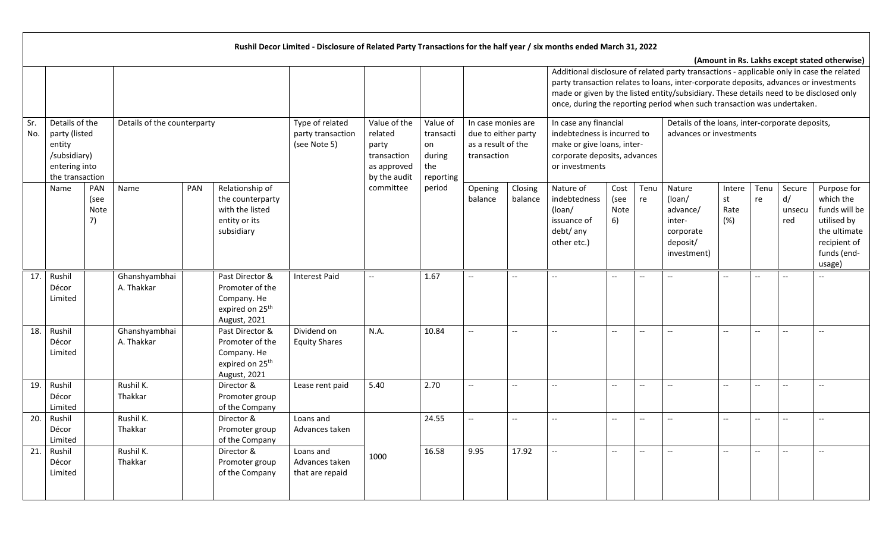**Rushil Decor Limited - Disclosure of Related Party Transactions for the half year / six months ended March 31, 2022**

**(Amount in Rs. Lakhs except stated otherwise)**

| | | | | | | | | | | | Additional disclosure of related party transactions - applicable only in case the related party transaction relates to loans, inter-corporate deposits, advances or investments made or given by the listed entity/subsidiary. These details need to be disclosed only once, during the reporting period when such transaction was undertaken. | | | | | | | |
|---|---|---|---|---|---|---|---|---|---|---|---|---|---|---|---|---|---|---|
| Sr. No. | Details of the party (listed entity /subsidiary) entering into the transaction | | Details of the counterparty | | | Type of related party transaction (see Note 5) | Value of the related party transaction as approved by the audit committee | Value of transaction during the reporting period | In case monies are due to either party as a result of the transaction | | In case any financial indebtedness is incurred to make or give loans, inter-corporate deposits, advances or investments | | | Details of the loans, inter-corporate deposits, advances or investments | | | | |
| | Name | PAN (see Note 7) | Name | PAN | Relationship of the counterparty with the listed entity or its subsidiary | | | | Opening balance | Closing balance | Nature of indebtedness (loan/ issuance of debt/ any other etc.) | Cost (see Note 6) | Tenure | Nature (loan/ advance/ inter-corporate deposit/ investment) | Interest Rate (%) | Tenure | Secured/ unsecured | Purpose for which the funds will be utilised by the ultimate recipient of funds (end-usage) |
| 17. | Rushil Décor Limited | | Ghanshyambhai A. Thakkar | | Past Director & Promoter of the Company. He expired on 25th August, 2021 | Interest Paid | -- | 1.67 | -- | -- | -- | -- | -- | -- | -- | -- | -- | -- |
| 18. | Rushil Décor Limited | | Ghanshyambhai A. Thakkar | | Past Director & Promoter of the Company. He expired on 25th August, 2021 | Dividend on Equity Shares | N.A. | 10.84 | -- | -- | -- | -- | -- | -- | -- | -- | -- | -- |
| 19. | Rushil Décor Limited | | Rushil K. Thakkar | | Director & Promoter group of the Company | Lease rent paid | 5.40 | 2.70 | -- | -- | -- | -- | -- | -- | -- | -- | -- | -- |
| 20. | Rushil Décor Limited | | Rushil K. Thakkar | | Director & Promoter group of the Company | Loans and Advances taken | 1000 | 24.55 | -- | -- | -- | -- | -- | -- | -- | -- | -- | -- |
| 21. | Rushil Décor Limited | | Rushil K. Thakkar | | Director & Promoter group of the Company | Loans and Advances taken that are repaid | | 16.58 | 9.95 | 17.92 | -- | -- | -- | -- | -- | -- | -- | -- |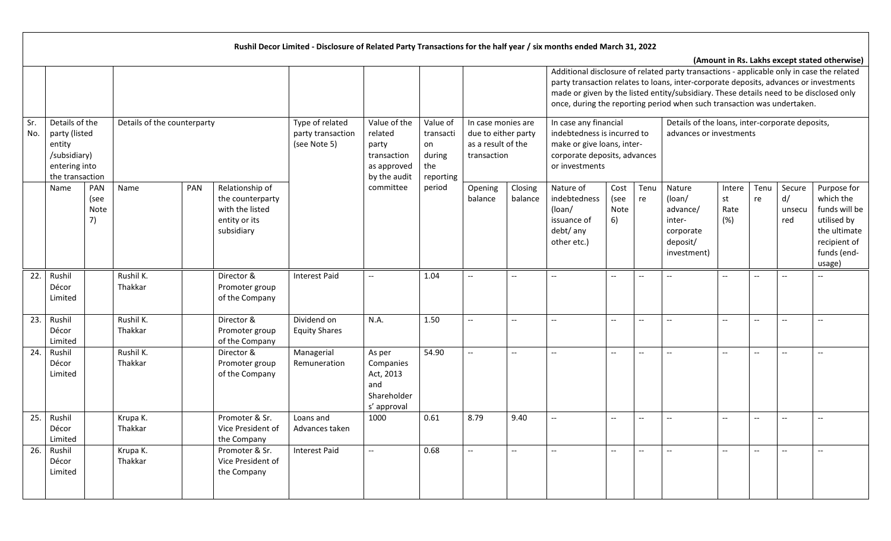**Rushil Decor Limited - Disclosure of Related Party Transactions for the half year / six months ended March 31, 2022**

**(Amount in Rs. Lakhs except stated otherwise)**

| Sr. No. | Details of the party (listed entity /subsidiary) entering into the transaction | | Details of the counterparty | | | Type of related party transaction (see Note 5) | Value of the related party transaction as approved by the audit committee | Value of transaction during the reporting period | In case monies are due to either party as a result of the transaction | | Additional disclosure of related party transactions - applicable only in case the related party transaction relates to loans, inter-corporate deposits, advances or investments made or given by the listed entity/subsidiary. These details need to be disclosed only once, during the reporting period when such transaction was undertaken. In case any financial indebtedness is incurred to make or give loans, inter-corporate deposits, advances or investments | | | Details of the loans, inter-corporate deposits, advances or investments | | | | |
|---|---|---|---|---|---|---|---|---|---|---|---|---|---|---|---|---|---|---|
| | Name | PAN (see Note 7) | Name | PAN | Relationship of the counterparty with the listed entity or its subsidiary | | | | Opening balance | Closing balance | Nature of indebtedness (loan/ issuance of debt/ any other etc.) | Cost (see Note 6) | Tenure | Nature (loan/ advance/ inter-corporate deposit/ investment) | Interest Rate (%) | Tenure | Secured/ unsecured | Purpose for which the funds will be utilised by the ultimate recipient of funds (end-usage) |
| 22. | Rushil Décor Limited | | Rushil K. Thakkar | | Director & Promoter group of the Company | Interest Paid | -- | 1.04 | -- | -- | -- | -- | -- | -- | -- | -- | -- | -- |
| 23. | Rushil Décor Limited | | Rushil K. Thakkar | | Director & Promoter group of the Company | Dividend on Equity Shares | N.A. | 1.50 | -- | -- | -- | -- | -- | -- | -- | -- | -- | -- |
| 24. | Rushil Décor Limited | | Rushil K. Thakkar | | Director & Promoter group of the Company | Managerial Remuneration | As per Companies Act, 2013 and Shareholders' approval | 54.90 | -- | -- | -- | -- | -- | -- | -- | -- | -- | -- |
| 25. | Rushil Décor Limited | | Krupa K. Thakkar | | Promoter & Sr. Vice President of the Company | Loans and Advances taken | 1000 | 0.61 | 8.79 | 9.40 | -- | -- | -- | -- | -- | -- | -- | -- |
| 26. | Rushil Décor Limited | | Krupa K. Thakkar | | Promoter & Sr. Vice President of the Company | Interest Paid | -- | 0.68 | -- | -- | -- | -- | -- | -- | -- | -- | -- | -- |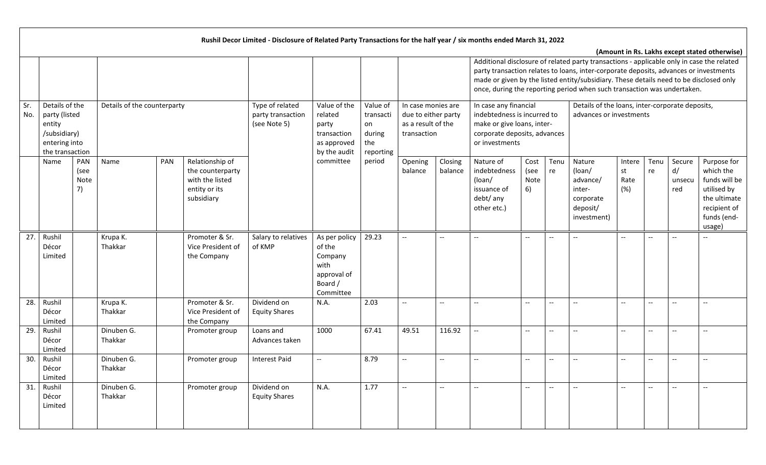**Rushil Decor Limited - Disclosure of Related Party Transactions for the half year / six months ended March 31, 2022**

**(Amount in Rs. Lakhs except stated otherwise)**

| Sr. No. | Details of the party (listed entity /subsidiary) entering into the transaction | | Details of the counterparty | | | Type of related party transaction (see Note 5) | Value of the related party transaction as approved by the audit committee | Value of transaction during the reporting period | In case monies are due to either party as a result of the transaction | | Additional disclosure of related party transactions - applicable only in case the related party transaction relates to loans, inter-corporate deposits, advances or investments made or given by the listed entity/subsidiary. These details need to be disclosed only once, during the reporting period when such transaction was undertaken. In case any financial indebtedness is incurred to make or give loans, inter-corporate deposits, advances or investments | | | Details of the loans, inter-corporate deposits, advances or investments | | | | |
|---|---|---|---|---|---|---|---|---|---|---|---|---|---|---|---|---|---|---|
| | Name | PAN (see Note 7) | Name | PAN | Relationship of the counterparty with the listed entity or its subsidiary | | | | Opening balance | Closing balance | Nature of indebtedness (loan/ issuance of debt/ any other etc.) | Cost (see Note 6) | Tenure | Nature (loan/ advance/ inter-corporate deposit/ investment) | Interest Rate (%) | Tenure | Secured/ unsecured | Purpose for which the funds will be utilised by the ultimate recipient of funds (end-usage) |
| 27. | Rushil Décor Limited | | Krupa K. Thakkar | | Promoter & Sr. Vice President of the Company | Salary to relatives of KMP | As per policy of the Company with approval of Board / Committee | 29.23 | -- | -- | -- | -- | -- | -- | -- | -- | -- | -- |
| 28. | Rushil Décor Limited | | Krupa K. Thakkar | | Promoter & Sr. Vice President of the Company | Dividend on Equity Shares | N.A. | 2.03 | -- | -- | -- | -- | -- | -- | -- | -- | -- | -- |
| 29. | Rushil Décor Limited | | Dinuben G. Thakkar | | Promoter group | Loans and Advances taken | 1000 | 67.41 | 49.51 | 116.92 | -- | -- | -- | -- | -- | -- | -- | -- |
| 30. | Rushil Décor Limited | | Dinuben G. Thakkar | | Promoter group | Interest Paid | -- | 8.79 | -- | -- | -- | -- | -- | -- | -- | -- | -- | -- |
| 31. | Rushil Décor Limited | | Dinuben G. Thakkar | | Promoter group | Dividend on Equity Shares | N.A. | 1.77 | -- | -- | -- | -- | -- | -- | -- | -- | -- | -- |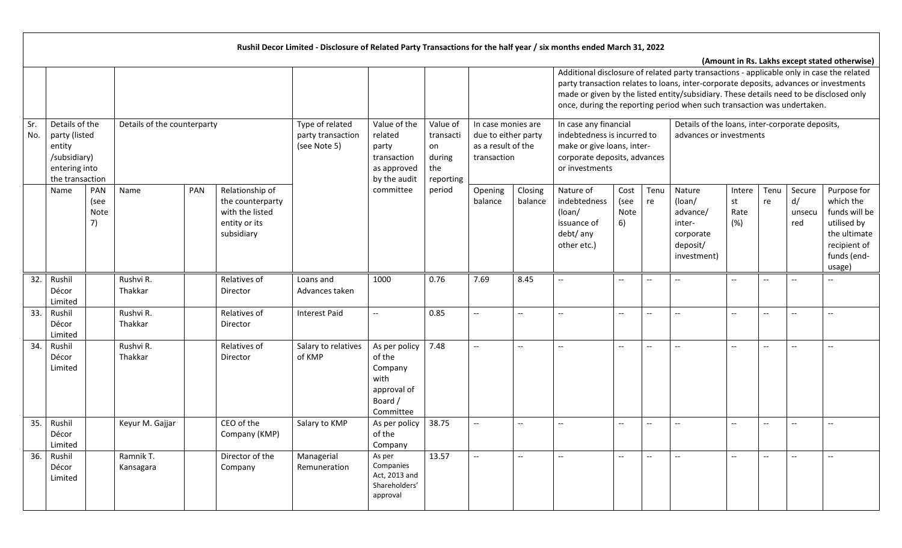**Rushil Decor Limited - Disclosure of Related Party Transactions for the half year / six months ended March 31, 2022**

**(Amount in Rs. Lakhs except stated otherwise)**

| Sr. No. | Details of the party (listed entity /subsidiary) entering into the transaction | | Details of the counterparty | | | Type of related party transaction (see Note 5) | Value of the related party transaction as approved by the audit committee | Value of transaction during the reporting period | In case monies are due to either party as a result of the transaction | | Additional disclosure of related party transactions - applicable only in case the related party transaction relates to loans, inter-corporate deposits, advances or investments made or given by the listed entity/subsidiary. These details need to be disclosed only once, during the reporting period when such transaction was undertaken. In case any financial indebtedness is incurred to make or give loans, inter-corporate deposits, advances or investments | | | Details of the loans, inter-corporate deposits, advances or investments | | | | |
|---|---|---|---|---|---|---|---|---|---|---|---|---|---|---|---|---|---|---|
| | Name | PAN (see Note 7) | Name | PAN | Relationship of the counterparty with the listed entity or its subsidiary | | | | Opening balance | Closing balance | Nature of indebtedness (loan/ issuance of debt/ any other etc.) | Cost (see Note 6) | Tenure | Nature (loan/ advance/ inter-corporate deposit/ investment) | Interest Rate (%) | Tenure | Secured/ unsecured | Purpose for which the funds will be utilised by the ultimate recipient of funds (end-usage) |
| 32. | Rushil Décor Limited | | Rushvi R. Thakkar | | Relatives of Director | Loans and Advances taken | 1000 | 0.76 | 7.69 | 8.45 | -- | -- | -- | -- | -- | -- | -- | -- |
| 33. | Rushil Décor Limited | | Rushvi R. Thakkar | | Relatives of Director | Interest Paid | -- | 0.85 | -- | -- | -- | -- | -- | -- | -- | -- | -- | -- |
| 34. | Rushil Décor Limited | | Rushvi R. Thakkar | | Relatives of Director | Salary to relatives of KMP | As per policy of the Company with approval of Board / Committee | 7.48 | -- | -- | -- | -- | -- | -- | -- | -- | -- | -- |
| 35. | Rushil Décor Limited | | Keyur M. Gajjar | | CEO of the Company (KMP) | Salary to KMP | As per policy of the Company | 38.75 | -- | -- | -- | -- | -- | -- | -- | -- | -- | -- |
| 36. | Rushil Décor Limited | | Ramnik T. Kansagara | | Director of the Company | Managerial Remuneration | As per Companies Act, 2013 and Shareholders' approval | 13.57 | -- | -- | -- | -- | -- | -- | -- | -- | -- | -- |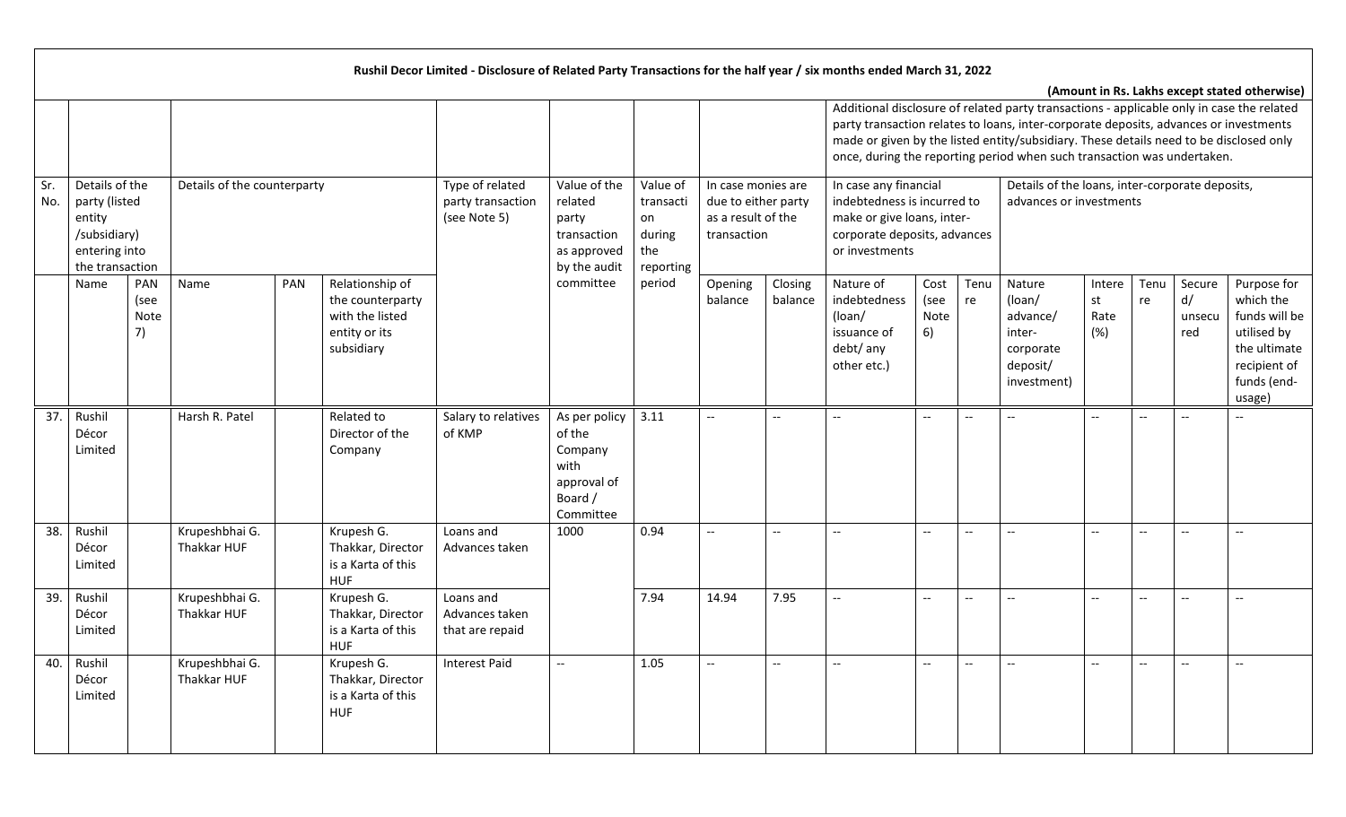**Rushil Decor Limited - Disclosure of Related Party Transactions for the half year / six months ended March 31, 2022**

**(Amount in Rs. Lakhs except stated otherwise)**

| | | | | | | | | | | | Additional disclosure of related party transactions - applicable only in case the related party transaction relates to loans, inter-corporate deposits, advances or investments made or given by the listed entity/subsidiary. These details need to be disclosed only once, during the reporting period when such transaction was undertaken. | | | | | | | | |
|---|---|---|---|---|---|---|---|---|---|---|---|---|---|---|---|---|---|---|---|
| Sr. No. | Details of the party (listed entity /subsidiary) entering into the transaction | | Details of the counterparty | | | Type of related party transaction (see Note 5) | Value of the related party transaction as approved by the audit committee | Value of transaction during the reporting period | In case monies are due to either party as a result of the transaction | | In case any financial indebtedness is incurred to make or give loans, inter-corporate deposits, advances or investments | | | Details of the loans, inter-corporate deposits, advances or investments | | | | | |
| | Name | PAN (see Note 7) | Name | PAN | Relationship of the counterparty with the listed entity or its subsidiary | | | | Opening balance | Closing balance | Nature of indebtedness (loan/ issuance of debt/ any other etc.) | Cost (see Note 6) | Tenure | Nature (loan/ advance/ inter-corporate deposit/ investment) | Interest Rate (%) | Tenure | Secured/ unsecured | Purpose for which the funds will be utilised by the ultimate recipient of funds (end-usage) | |
| 37. | Rushil Décor Limited | | Harsh R. Patel | | Related to Director of the Company | Salary to relatives of KMP | As per policy of the Company with approval of Board / Committee | 3.11 | -- | -- | -- | -- | -- | -- | -- | -- | -- | -- | |
| 38. | Rushil Décor Limited | | Krupeshbhai G. Thakkar HUF | | Krupesh G. Thakkar, Director is a Karta of this HUF | Loans and Advances taken | 1000 | 0.94 | -- | -- | -- | -- | -- | -- | -- | -- | -- | -- | |
| 39. | Rushil Décor Limited | | Krupeshbhai G. Thakkar HUF | | Krupesh G. Thakkar, Director is a Karta of this HUF | Loans and Advances taken that are repaid | | 7.94 | 14.94 | 7.95 | -- | -- | -- | -- | -- | -- | -- | -- | |
| 40. | Rushil Décor Limited | | Krupeshbhai G. Thakkar HUF | | Krupesh G. Thakkar, Director is a Karta of this HUF | Interest Paid | -- | 1.05 | -- | -- | -- | -- | -- | -- | -- | -- | -- | -- | |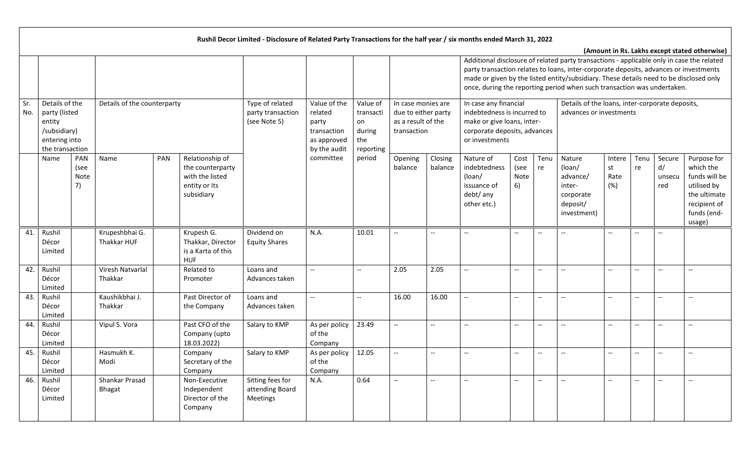**Rushil Decor Limited - Disclosure of Related Party Transactions for the half year / six months ended March 31, 2022**

**(Amount in Rs. Lakhs except stated otherwise)**

| Sr. No. | Details of the party (listed entity /subsidiary) entering into the transaction | | Details of the counterparty | | | Type of related party transaction (see Note 5) | Value of the related party transaction as approved by the audit committee | Value of transaction during the reporting period | In case monies are due to either party as a result of the transaction | | Additional disclosure of related party transactions - applicable only in case the related party transaction relates to loans, inter-corporate deposits, advances or investments made or given by the listed entity/subsidiary. These details need to be disclosed only once, during the reporting period when such transaction was undertaken. In case any financial indebtedness is incurred to make or give loans, inter-corporate deposits, advances or investments | | | Details of the loans, inter-corporate deposits, advances or investments | | | | |
|---|---|---|---|---|---|---|---|---|---|---|---|---|---|---|---|---|---|---|
| | Name | PAN (see Note 7) | Name | PAN | Relationship of the counterparty with the listed entity or its subsidiary | | | | Opening balance | Closing balance | Nature of indebtedness (loan/ issuance of debt/ any other etc.) | Cost (see Note 6) | Tenure | Nature (loan/ advance/ inter-corporate deposit/ investment) | Interest Rate (%) | Tenure | Secured/ unsecured | Purpose for which the funds will be utilised by the ultimate recipient of funds (end-usage) |
| 41. | Rushil Décor Limited | | Krupeshbhai G. Thakkar HUF | | Krupesh G. Thakkar, Director is a Karta of this HUF | Dividend on Equity Shares | N.A. | 10.01 | -- | -- | -- | -- | -- | -- | -- | -- | -- | |
| 42. | Rushil Décor Limited | | Viresh Natvarlal Thakkar | | Related to Promoter | Loans and Advances taken | -- | -- | 2.05 | 2.05 | -- | -- | -- | -- | -- | -- | -- | -- |
| 43. | Rushil Décor Limited | | Kaushikbhai J. Thakkar | | Past Director of the Company | Loans and Advances taken | -- | -- | 16.00 | 16.00 | -- | -- | -- | -- | -- | -- | -- | -- |
| 44. | Rushil Décor Limited | | Vipul S. Vora | | Past CFO of the Company (upto 18.03.2022) | Salary to KMP | As per policy of the Company | 23.49 | -- | -- | -- | -- | -- | -- | -- | -- | -- | -- |
| 45. | Rushil Décor Limited | | Hasmukh K. Modi | | Company Secretary of the Company | Salary to KMP | As per policy of the Company | 12.05 | -- | -- | -- | -- | -- | -- | -- | -- | -- | -- |
| 46. | Rushil Décor Limited | | Shankar Prasad Bhagat | | Non-Executive Independent Director of the Company | Sitting fees for attending Board Meetings | N.A. | 0.64 | -- | -- | -- | -- | -- | -- | -- | -- | -- | -- |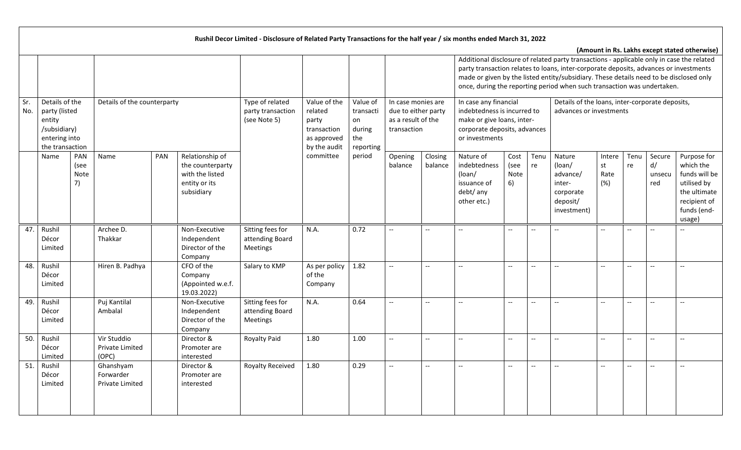**Rushil Decor Limited - Disclosure of Related Party Transactions for the half year / six months ended March 31, 2022**

**(Amount in Rs. Lakhs except stated otherwise)**

| | | | | | | | | | | | | | | | | | | |
|---|---|---|---|---|---|---|---|---|---|---|---|---|---|---|---|---|---|---|
| | | | | | | | | | | | Additional disclosure of related party transactions - applicable only in case the related party transaction relates to loans, inter-corporate deposits, advances or investments made or given by the listed entity/subsidiary. These details need to be disclosed only once, during the reporting period when such transaction was undertaken. | | | | | | | |
| Sr. No. | Details of the party (listed entity /subsidiary) entering into the transaction | | Details of the counterparty | | | Type of related party transaction (see Note 5) | Value of the related party transaction as approved by the audit committee | Value of transaction during the reporting period | In case monies are due to either party as a result of the transaction | | In case any financial indebtedness is incurred to make or give loans, inter-corporate deposits, advances or investments | | | Details of the loans, inter-corporate deposits, advances or investments | | | | |
| | Name | PAN (see Note 7) | Name | PAN | Relationship of the counterparty with the listed entity or its subsidiary | | | | Opening balance | Closing balance | Nature of indebtedness (loan/ issuance of debt/ any other etc.) | Cost (see Note 6) | Tenure | Nature (loan/ advance/ inter-corporate deposit/ investment) | Interest Rate (%) | Tenure | Secured/ unsecured | Purpose for which the funds will be utilised by the ultimate recipient of funds (end-usage) |
| 47. | Rushil Décor Limited | | Archee D. Thakkar | | Non-Executive Independent Director of the Company | Sitting fees for attending Board Meetings | N.A. | 0.72 | -- | -- | -- | -- | -- | -- | -- | -- | -- | -- |
| 48. | Rushil Décor Limited | | Hiren B. Padhya | | CFO of the Company (Appointed w.e.f. 19.03.2022) | Salary to KMP | As per policy of the Company | 1.82 | -- | -- | -- | -- | -- | -- | -- | -- | -- | -- |
| 49. | Rushil Décor Limited | | Puj Kantilal Ambalal | | Non-Executive Independent Director of the Company | Sitting fees for attending Board Meetings | N.A. | 0.64 | -- | -- | -- | -- | -- | -- | -- | -- | -- | -- |
| 50. | Rushil Décor Limited | | Vir Studdio Private Limited (OPC) | | Director & Promoter are interested | Royalty Paid | 1.80 | 1.00 | -- | -- | -- | -- | -- | -- | -- | -- | -- | -- |
| 51. | Rushil Décor Limited | | Ghanshyam Forwarder Private Limited | | Director & Promoter are interested | Royalty Received | 1.80 | 0.29 | -- | -- | -- | -- | -- | -- | -- | -- | -- | -- |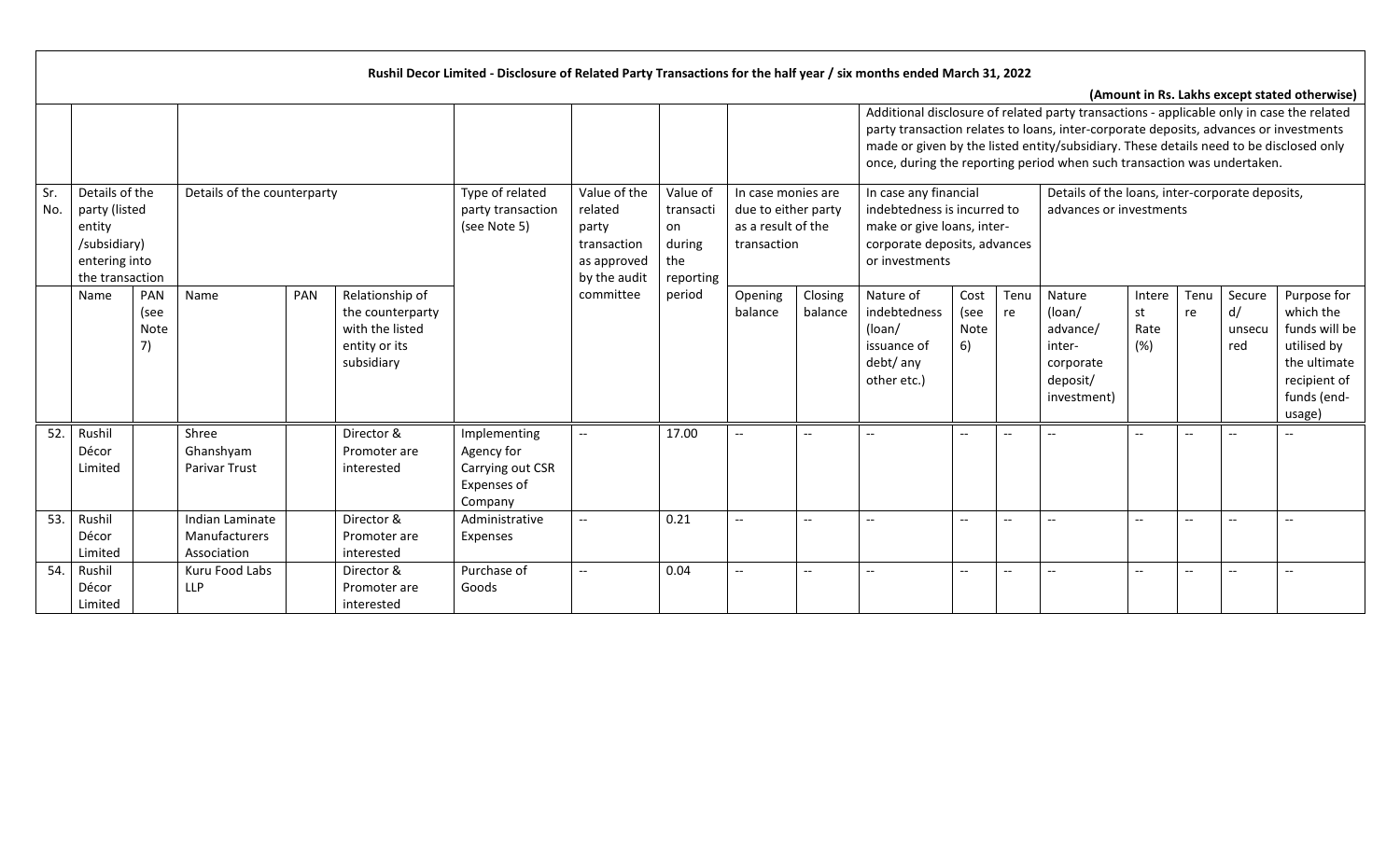**Rushil Decor Limited - Disclosure of Related Party Transactions for the half year / six months ended March 31, 2022**

**(Amount in Rs. Lakhs except stated otherwise)**

| | | | | | | | | | | | Additional disclosure of related party transactions - applicable only in case the related party transaction relates to loans, inter-corporate deposits, advances or investments made or given by the listed entity/subsidiary. These details need to be disclosed only once, during the reporting period when such transaction was undertaken. | | | | | | | |
|---|---|---|---|---|---|---|---|---|---|---|---|---|---|---|---|---|---|---|
| Sr. No. | Details of the party (listed entity /subsidiary) entering into the transaction | | Details of the counterparty | | | Type of related party transaction (see Note 5) | Value of the related party transaction as approved by the audit committee | Value of transaction during the reporting period | In case monies are due to either party as a result of the transaction | | In case any financial indebtedness is incurred to make or give loans, inter-corporate deposits, advances or investments | | | Details of the loans, inter-corporate deposits, advances or investments | | | | |
| | Name | PAN (see Note 7) | Name | PAN | Relationship of the counterparty with the listed entity or its subsidiary | | | | Opening balance | Closing balance | Nature of indebtedness (loan/ issuance of debt/ any other etc.) | Cost (see Note 6) | Tenure | Nature (loan/ advance/ inter-corporate deposit/ investment) | Interest Rate (%) | Tenure | Secured/ unsecured | Purpose for which the funds will be utilised by the ultimate recipient of funds (end-usage) |
| 52. | Rushil Décor Limited | | Shree Ghanshyam Parivar Trust | | Director & Promoter are interested | Implementing Agency for Carrying out CSR Expenses of Company | -- | 17.00 | -- | -- | -- | -- | -- | -- | -- | -- | -- | -- |
| 53. | Rushil Décor Limited | | Indian Laminate Manufacturers Association | | Director & Promoter are interested | Administrative Expenses | -- | 0.21 | -- | -- | -- | -- | -- | -- | -- | -- | -- | -- |
| 54. | Rushil Décor Limited | | Kuru Food Labs LLP | | Director & Promoter are interested | Purchase of Goods | -- | 0.04 | -- | -- | -- | -- | -- | -- | -- | -- | -- | -- |